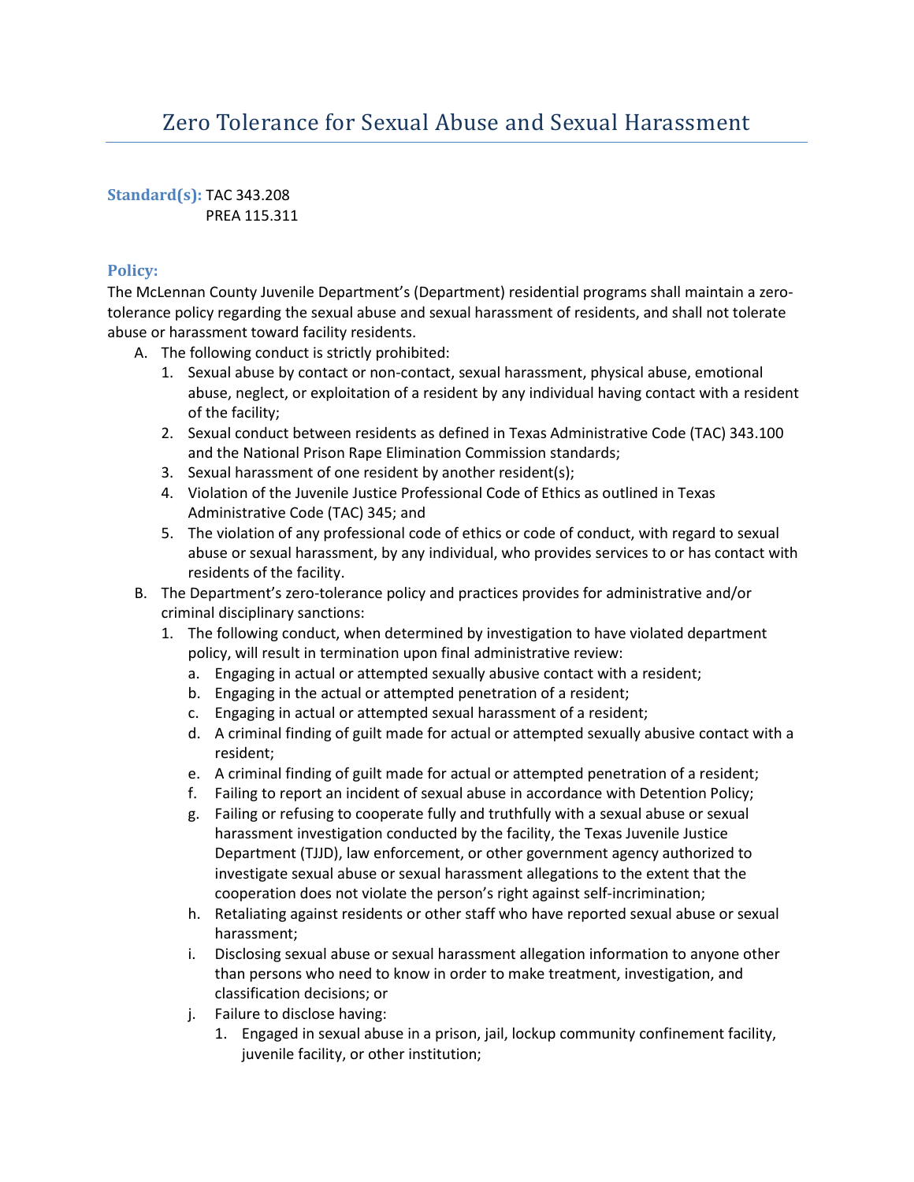# Zero Tolerance for Sexual Abuse and Sexual Harassment

**Standard(s):** TAC 343.208
PREA 115.311

## Policy:

The McLennan County Juvenile Department's (Department) residential programs shall maintain a zero-tolerance policy regarding the sexual abuse and sexual harassment of residents, and shall not tolerate abuse or harassment toward facility residents.

A. The following conduct is strictly prohibited:
   1. Sexual abuse by contact or non-contact, sexual harassment, physical abuse, emotional abuse, neglect, or exploitation of a resident by any individual having contact with a resident of the facility;
   2. Sexual conduct between residents as defined in Texas Administrative Code (TAC) 343.100 and the National Prison Rape Elimination Commission standards;
   3. Sexual harassment of one resident by another resident(s);
   4. Violation of the Juvenile Justice Professional Code of Ethics as outlined in Texas Administrative Code (TAC) 345; and
   5. The violation of any professional code of ethics or code of conduct, with regard to sexual abuse or sexual harassment, by any individual, who provides services to or has contact with residents of the facility.

B. The Department's zero-tolerance policy and practices provides for administrative and/or criminal disciplinary sanctions:
   1. The following conduct, when determined by investigation to have violated department policy, will result in termination upon final administrative review:
      a. Engaging in actual or attempted sexually abusive contact with a resident;
      b. Engaging in the actual or attempted penetration of a resident;
      c. Engaging in actual or attempted sexual harassment of a resident;
      d. A criminal finding of guilt made for actual or attempted sexually abusive contact with a resident;
      e. A criminal finding of guilt made for actual or attempted penetration of a resident;
      f. Failing to report an incident of sexual abuse in accordance with Detention Policy;
      g. Failing or refusing to cooperate fully and truthfully with a sexual abuse or sexual harassment investigation conducted by the facility, the Texas Juvenile Justice Department (TJJD), law enforcement, or other government agency authorized to investigate sexual abuse or sexual harassment allegations to the extent that the cooperation does not violate the person's right against self-incrimination;
      h. Retaliating against residents or other staff who have reported sexual abuse or sexual harassment;
      i. Disclosing sexual abuse or sexual harassment allegation information to anyone other than persons who need to know in order to make treatment, investigation, and classification decisions; or
      j. Failure to disclose having:
         1. Engaged in sexual abuse in a prison, jail, lockup community confinement facility, juvenile facility, or other institution;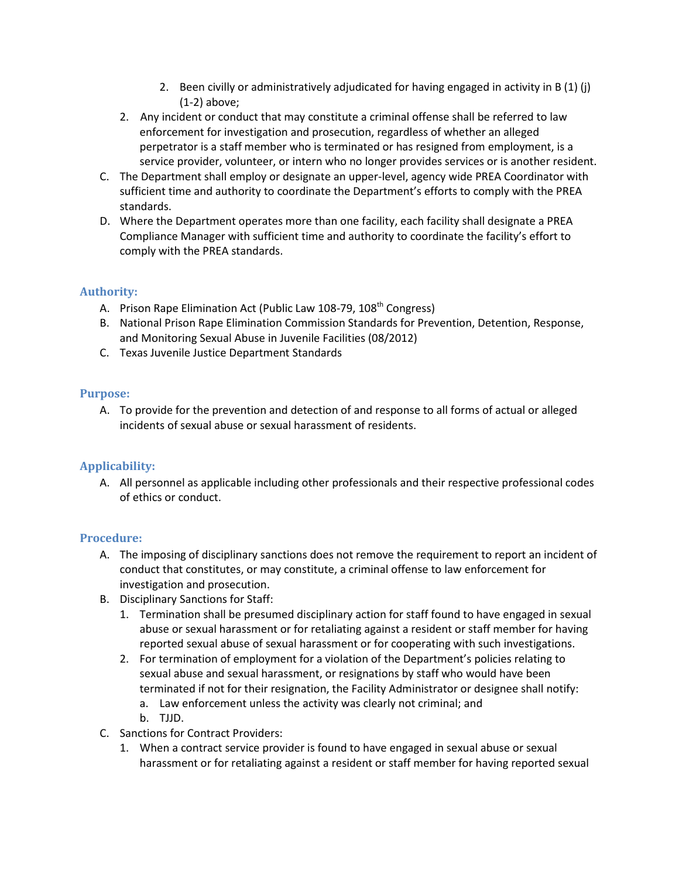2. Been civilly or administratively adjudicated for having engaged in activity in B (1) (j) (1-2) above;
   2. Any incident or conduct that may constitute a criminal offense shall be referred to law enforcement for investigation and prosecution, regardless of whether an alleged perpetrator is a staff member who is terminated or has resigned from employment, is a service provider, volunteer, or intern who no longer provides services or is another resident.

C. The Department shall employ or designate an upper-level, agency wide PREA Coordinator with sufficient time and authority to coordinate the Department's efforts to comply with the PREA standards.

D. Where the Department operates more than one facility, each facility shall designate a PREA Compliance Manager with sufficient time and authority to coordinate the facility's effort to comply with the PREA standards.

## Authority:

A. Prison Rape Elimination Act (Public Law 108-79, 108th Congress)

B. National Prison Rape Elimination Commission Standards for Prevention, Detention, Response, and Monitoring Sexual Abuse in Juvenile Facilities (08/2012)

C. Texas Juvenile Justice Department Standards

## Purpose:

A. To provide for the prevention and detection of and response to all forms of actual or alleged incidents of sexual abuse or sexual harassment of residents.

## Applicability:

A. All personnel as applicable including other professionals and their respective professional codes of ethics or conduct.

## Procedure:

A. The imposing of disciplinary sanctions does not remove the requirement to report an incident of conduct that constitutes, or may constitute, a criminal offense to law enforcement for investigation and prosecution.

B. Disciplinary Sanctions for Staff:
   1. Termination shall be presumed disciplinary action for staff found to have engaged in sexual abuse or sexual harassment or for retaliating against a resident or staff member for having reported sexual abuse of sexual harassment or for cooperating with such investigations.
   2. For termination of employment for a violation of the Department's policies relating to sexual abuse and sexual harassment, or resignations by staff who would have been terminated if not for their resignation, the Facility Administrator or designee shall notify:
      a. Law enforcement unless the activity was clearly not criminal; and
      b. TJJD.

C. Sanctions for Contract Providers:
   1. When a contract service provider is found to have engaged in sexual abuse or sexual harassment or for retaliating against a resident or staff member for having reported sexual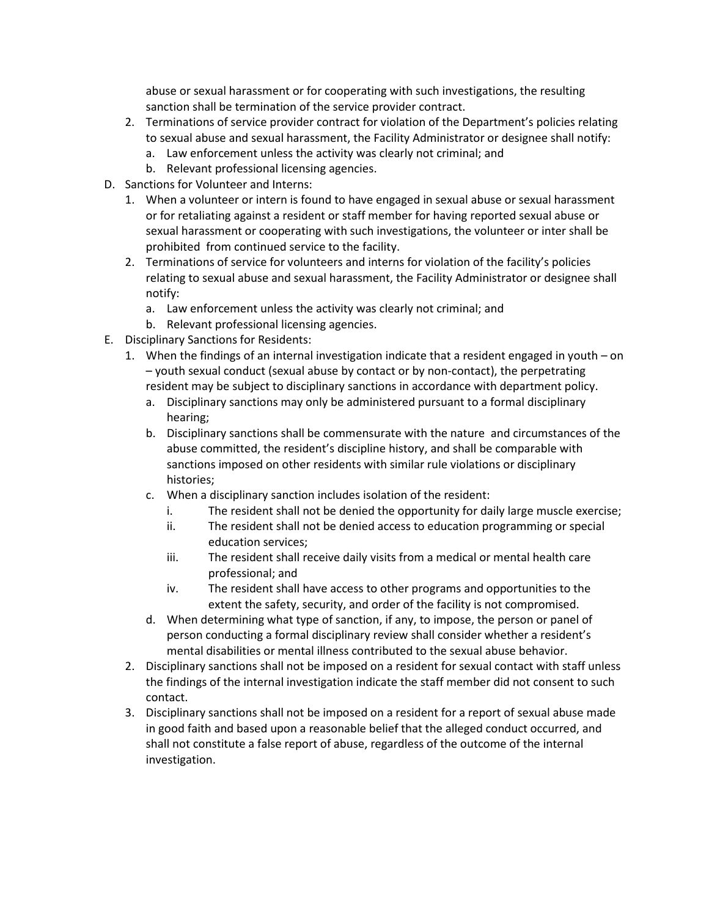abuse or sexual harassment or for cooperating with such investigations, the resulting sanction shall be termination of the service provider contract.

2. Terminations of service provider contract for violation of the Department's policies relating to sexual abuse and sexual harassment, the Facility Administrator or designee shall notify:
   a. Law enforcement unless the activity was clearly not criminal; and
   b. Relevant professional licensing agencies.

D. Sanctions for Volunteer and Interns:
   1. When a volunteer or intern is found to have engaged in sexual abuse or sexual harassment or for retaliating against a resident or staff member for having reported sexual abuse or sexual harassment or cooperating with such investigations, the volunteer or inter shall be prohibited from continued service to the facility.
   2. Terminations of service for volunteers and interns for violation of the facility's policies relating to sexual abuse and sexual harassment, the Facility Administrator or designee shall notify:
      a. Law enforcement unless the activity was clearly not criminal; and
      b. Relevant professional licensing agencies.

E. Disciplinary Sanctions for Residents:
   1. When the findings of an internal investigation indicate that a resident engaged in youth – on – youth sexual conduct (sexual abuse by contact or by non-contact), the perpetrating resident may be subject to disciplinary sanctions in accordance with department policy.
      a. Disciplinary sanctions may only be administered pursuant to a formal disciplinary hearing;
      b. Disciplinary sanctions shall be commensurate with the nature and circumstances of the abuse committed, the resident's discipline history, and shall be comparable with sanctions imposed on other residents with similar rule violations or disciplinary histories;
      c. When a disciplinary sanction includes isolation of the resident:
         i. The resident shall not be denied the opportunity for daily large muscle exercise;
         ii. The resident shall not be denied access to education programming or special education services;
         iii. The resident shall receive daily visits from a medical or mental health care professional; and
         iv. The resident shall have access to other programs and opportunities to the extent the safety, security, and order of the facility is not compromised.
      d. When determining what type of sanction, if any, to impose, the person or panel of person conducting a formal disciplinary review shall consider whether a resident's mental disabilities or mental illness contributed to the sexual abuse behavior.
   2. Disciplinary sanctions shall not be imposed on a resident for sexual contact with staff unless the findings of the internal investigation indicate the staff member did not consent to such contact.
   3. Disciplinary sanctions shall not be imposed on a resident for a report of sexual abuse made in good faith and based upon a reasonable belief that the alleged conduct occurred, and shall not constitute a false report of abuse, regardless of the outcome of the internal investigation.